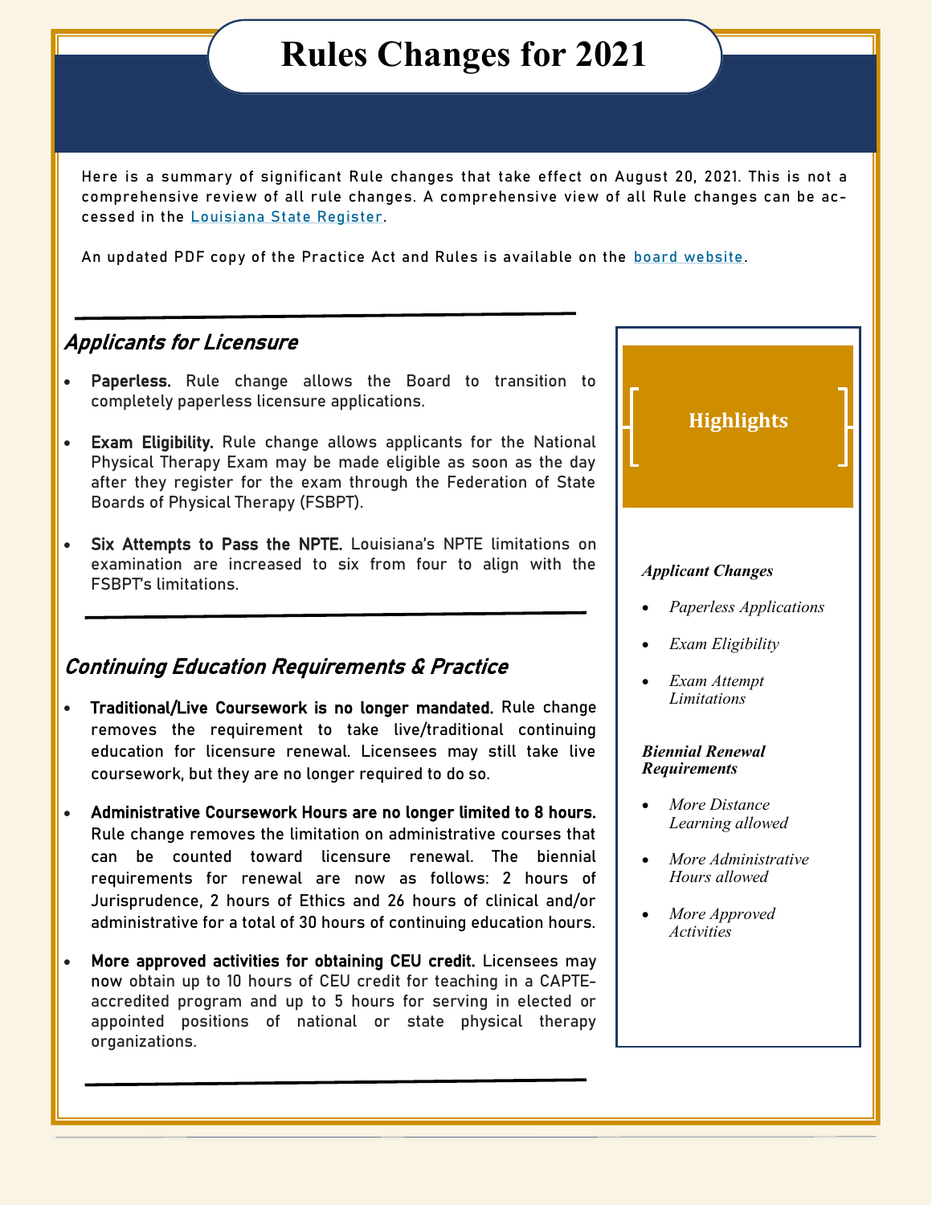# Rules Changes for 2021

Here is a summary of significant Rule changes that take effect on August 20, 2021. This is not a comprehensive review of all rule changes. A comprehensive view of all Rule changes can be accessed in the Louisiana State Register.

An updated PDF copy of the Practice Act and Rules is available on the board website.

## *Applicants for Licensure*

- **Paperless.** Rule change allows the Board to transition to completely paperless licensure applications.
- **Exam Eligibility.** Rule change allows applicants for the National Physical Therapy Exam may be made eligible as soon as the day after they register for the exam through the Federation of State Boards of Physical Therapy (FSBPT).
- **Six Attempts to Pass the NPTE.** Louisiana's NPTE limitations on examination are increased to six from four to align with the FSBPT's limitations.

## *Continuing Education Requirements & Practice*

- **Traditional/Live Coursework is no longer mandated.** Rule change removes the requirement to take live/traditional continuing education for licensure renewal. Licensees may still take live coursework, but they are no longer required to do so.
- **Administrative Coursework Hours are no longer limited to 8 hours.** Rule change removes the limitation on administrative courses that can be counted toward licensure renewal. The biennial requirements for renewal are now as follows: 2 hours of Jurisprudence, 2 hours of Ethics and 26 hours of clinical and/or administrative for a total of 30 hours of continuing education hours.
- **More approved activities for obtaining CEU credit.** Licensees may now obtain up to 10 hours of CEU credit for teaching in a CAPTE-accredited program and up to 5 hours for serving in elected or appointed positions of national or state physical therapy organizations.

### Highlights

***Applicant Changes***

- *Paperless Applications*
- *Exam Eligibility*
- *Exam Attempt Limitations*

***Biennial Renewal Requirements***

- *More Distance Learning allowed*
- *More Administrative Hours allowed*
- *More Approved Activities*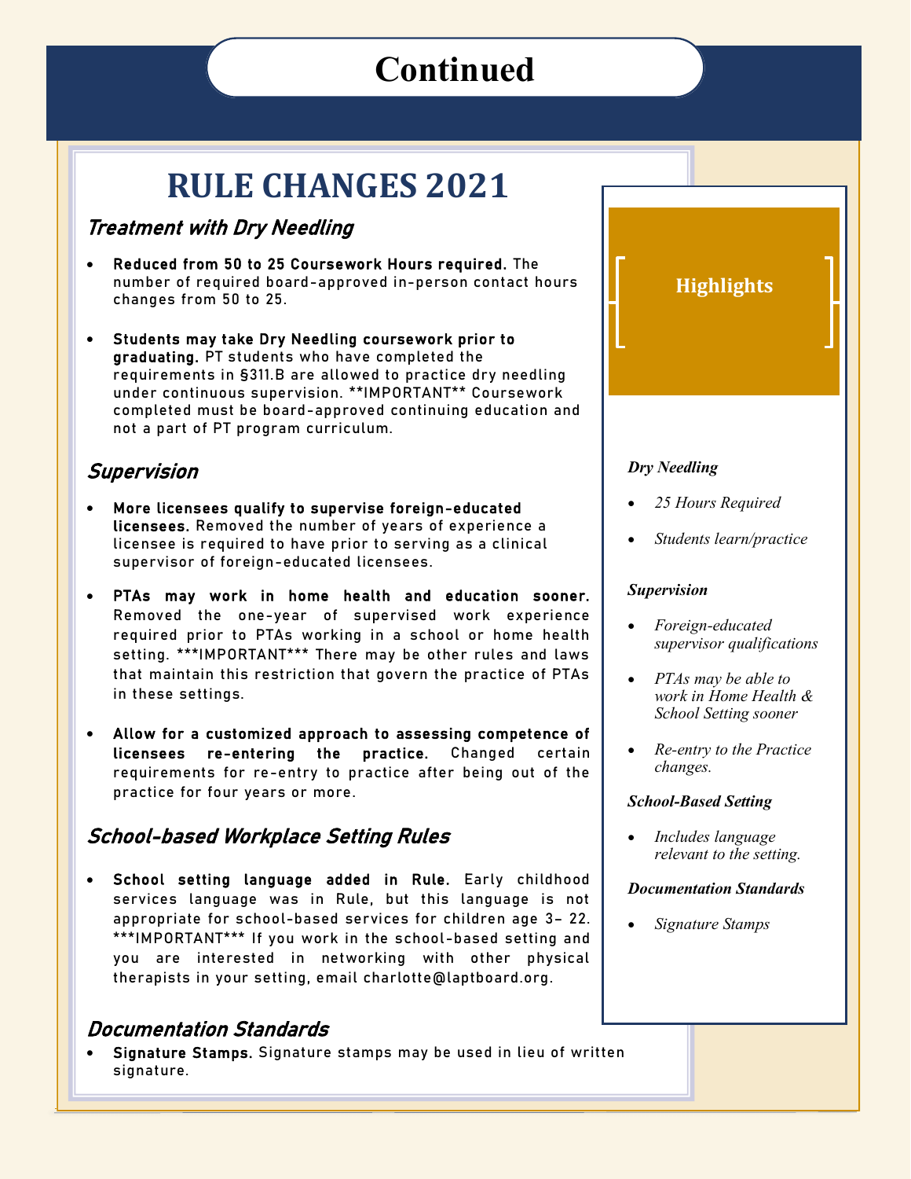# Continued

## RULE CHANGES 2021

### *Treatment with Dry Needling*

- **Reduced from 50 to 25 Coursework Hours required.** The number of required board-approved in-person contact hours changes from 50 to 25.
- **Students may take Dry Needling coursework prior to graduating.** PT students who have completed the requirements in §311.B are allowed to practice dry needling under continuous supervision. **IMPORTANT** Coursework completed must be board-approved continuing education and not a part of PT program curriculum.

### *Supervision*

- **More licensees qualify to supervise foreign-educated licensees.** Removed the number of years of experience a licensee is required to have prior to serving as a clinical supervisor of foreign-educated licensees.
- **PTAs may work in home health and education sooner.** Removed the one-year of supervised work experience required prior to PTAs working in a school or home health setting. ***IMPORTANT*** There may be other rules and laws that maintain this restriction that govern the practice of PTAs in these settings.
- **Allow for a customized approach to assessing competence of licensees re-entering the practice.** Changed certain requirements for re-entry to practice after being out of the practice for four years or more.

### *School-based Workplace Setting Rules*

- **School setting language added in Rule.** Early childhood services language was in Rule, but this language is not appropriate for school-based services for children age 3– 22. ***IMPORTANT*** If you work in the school-based setting and you are interested in networking with other physical therapists in your setting, email charlotte@laptboard.org.

### *Documentation Standards*

- **Signature Stamps.** Signature stamps may be used in lieu of written signature.

---

### Highlights

***Dry Needling***

- *25 Hours Required*
- *Students learn/practice*

***Supervision***

- *Foreign-educated supervisor qualifications*
- *PTAs may be able to work in Home Health & School Setting sooner*
- *Re-entry to the Practice changes.*

***School-Based Setting***

- *Includes language relevant to the setting.*

***Documentation Standards***

- *Signature Stamps*